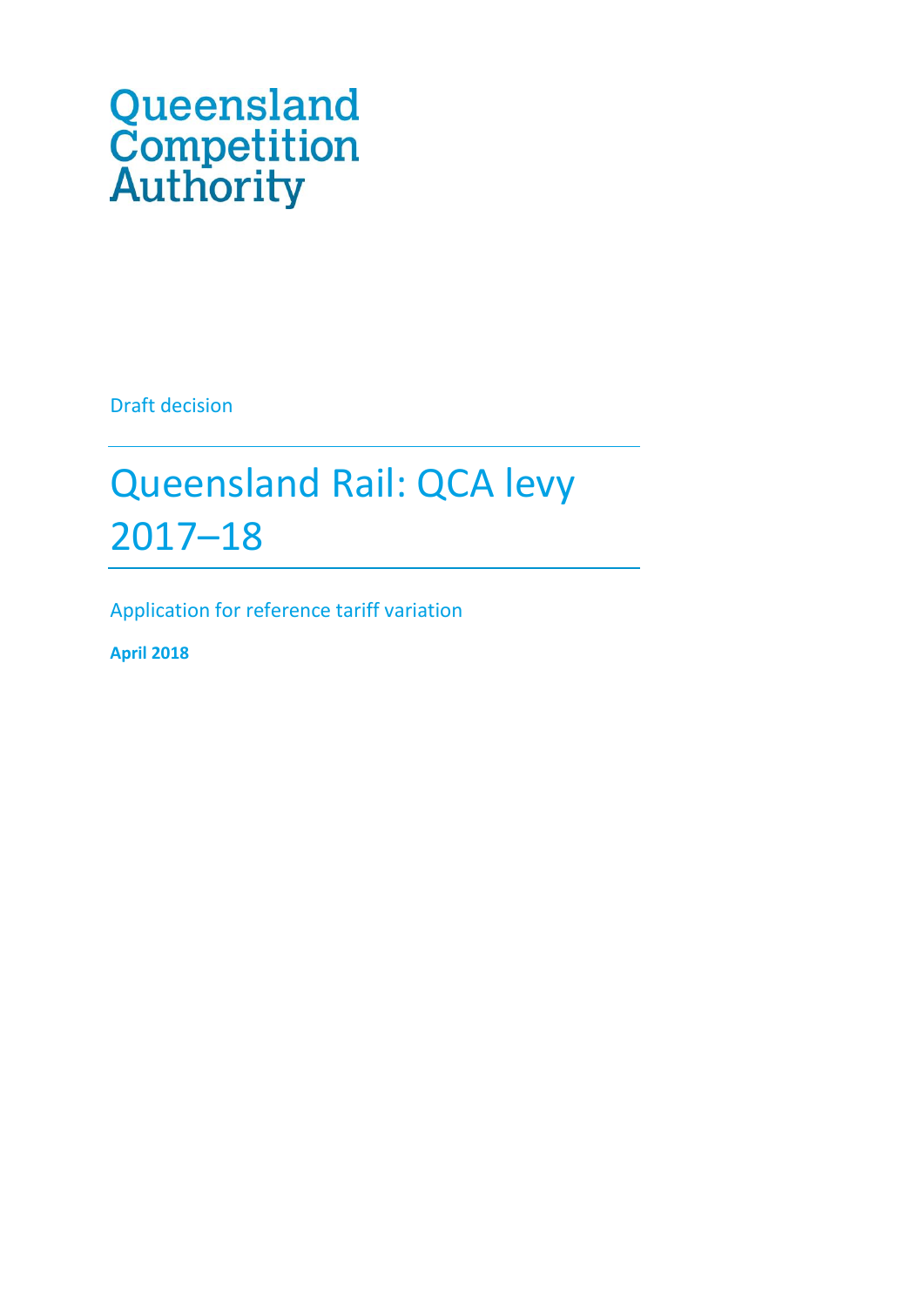Queensland Competition Authority

Draft decision

# Queensland Rail: QCA levy 2017–18

Application for reference tariff variation

**April 2018**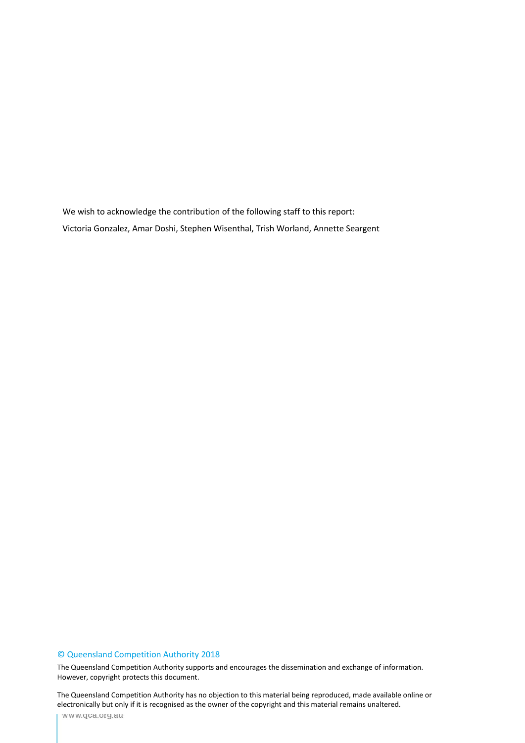We wish to acknowledge the contribution of the following staff to this report:

Victoria Gonzalez, Amar Doshi, Stephen Wisenthal, Trish Worland, Annette Seargent

© Queensland Competition Authority 2018

The Queensland Competition Authority supports and encourages the dissemination and exchange of information. However, copyright protects this document.

The Queensland Competition Authority has no objection to this material being reproduced, made available online or electronically but only if it is recognised as the owner of the copyright and this material remains unaltered.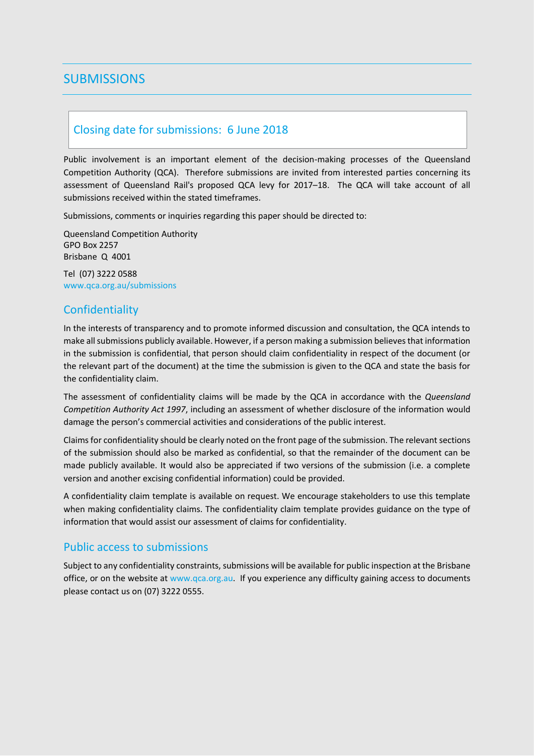# SUBMISSIONS

## Closing date for submissions: 6 June 2018

Public involvement is an important element of the decision-making processes of the Queensland Competition Authority (QCA). Therefore submissions are invited from interested parties concerning its assessment of Queensland Rail's proposed QCA levy for 2017–18. The QCA will take account of all submissions received within the stated timeframes.

Submissions, comments or inquiries regarding this paper should be directed to:

Queensland Competition Authority  
GPO Box 2257  
Brisbane Q 4001

Tel (07) 3222 0588  
www.qca.org.au/submissions

## Confidentiality

In the interests of transparency and to promote informed discussion and consultation, the QCA intends to make all submissions publicly available. However, if a person making a submission believes that information in the submission is confidential, that person should claim confidentiality in respect of the document (or the relevant part of the document) at the time the submission is given to the QCA and state the basis for the confidentiality claim.

The assessment of confidentiality claims will be made by the QCA in accordance with the *Queensland Competition Authority Act 1997*, including an assessment of whether disclosure of the information would damage the person's commercial activities and considerations of the public interest.

Claims for confidentiality should be clearly noted on the front page of the submission. The relevant sections of the submission should also be marked as confidential, so that the remainder of the document can be made publicly available. It would also be appreciated if two versions of the submission (i.e. a complete version and another excising confidential information) could be provided.

A confidentiality claim template is available on request. We encourage stakeholders to use this template when making confidentiality claims. The confidentiality claim template provides guidance on the type of information that would assist our assessment of claims for confidentiality.

## Public access to submissions

Subject to any confidentiality constraints, submissions will be available for public inspection at the Brisbane office, or on the website at www.qca.org.au. If you experience any difficulty gaining access to documents please contact us on (07) 3222 0555.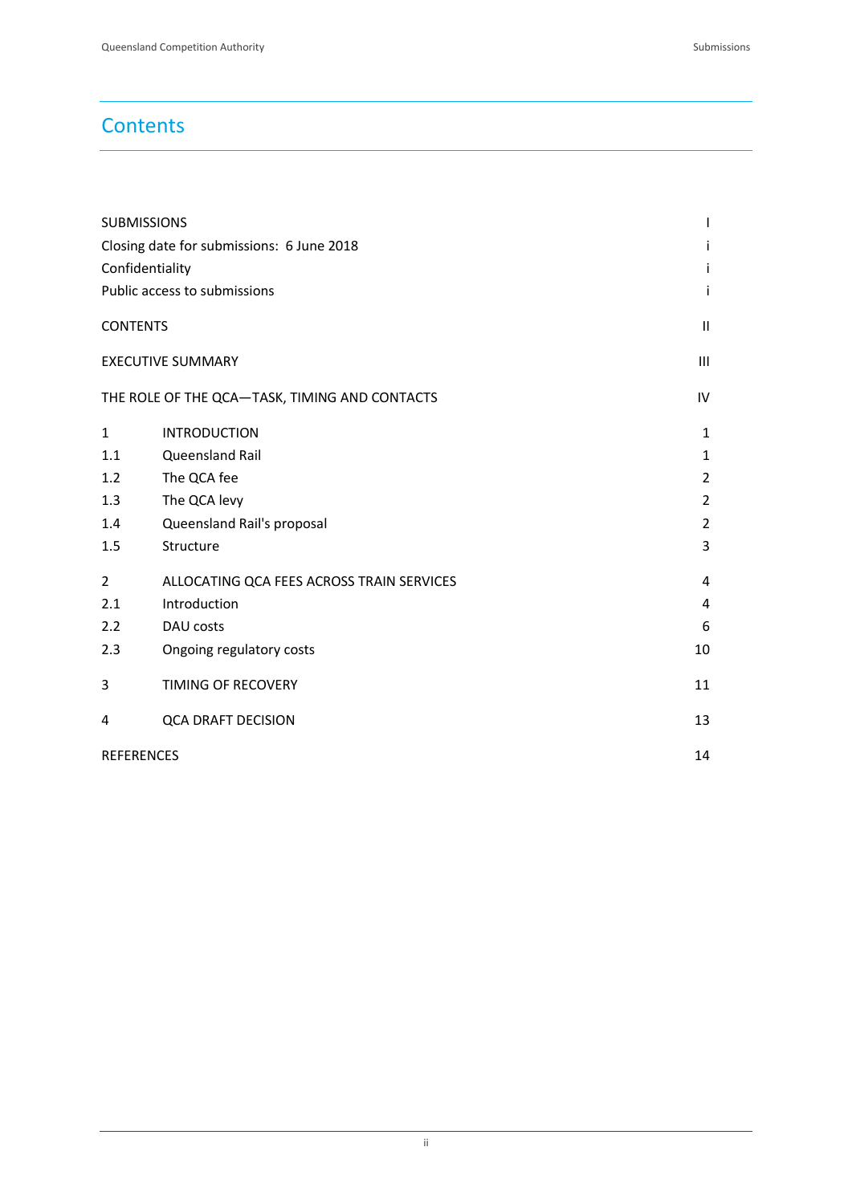# Contents

| | | |
|---|---|---|
| SUBMISSIONS | | I |
| Closing date for submissions: 6 June 2018 | | i |
| Confidentiality | | i |
| Public access to submissions | | i |
| CONTENTS | | II |
| EXECUTIVE SUMMARY | | III |
| THE ROLE OF THE QCA—TASK, TIMING AND CONTACTS | | IV |
| 1 | INTRODUCTION | 1 |
| 1.1 | Queensland Rail | 1 |
| 1.2 | The QCA fee | 2 |
| 1.3 | The QCA levy | 2 |
| 1.4 | Queensland Rail's proposal | 2 |
| 1.5 | Structure | 3 |
| 2 | ALLOCATING QCA FEES ACROSS TRAIN SERVICES | 4 |
| 2.1 | Introduction | 4 |
| 2.2 | DAU costs | 6 |
| 2.3 | Ongoing regulatory costs | 10 |
| 3 | TIMING OF RECOVERY | 11 |
| 4 | QCA DRAFT DECISION | 13 |
| REFERENCES | | 14 |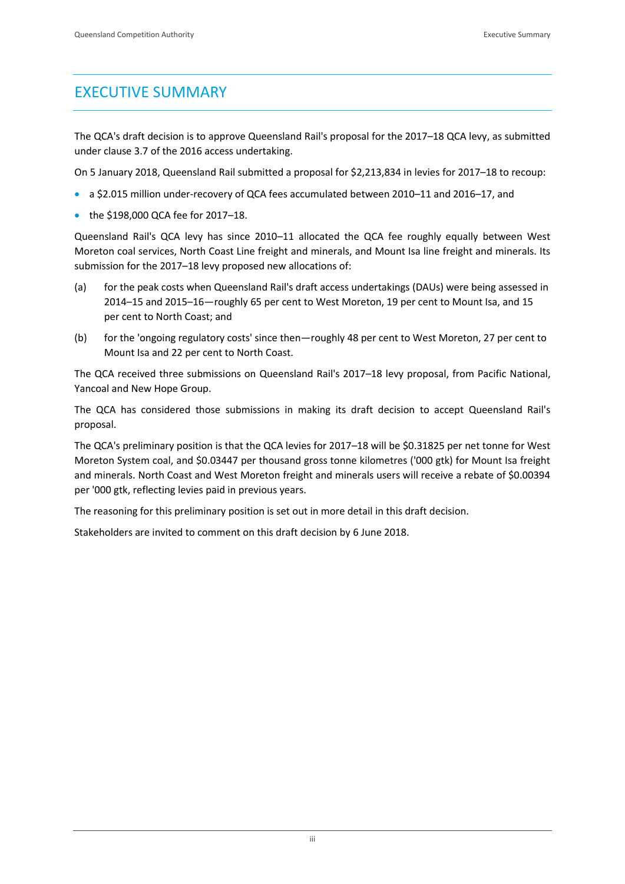# EXECUTIVE SUMMARY

The QCA's draft decision is to approve Queensland Rail's proposal for the 2017–18 QCA levy, as submitted under clause 3.7 of the 2016 access undertaking.

On 5 January 2018, Queensland Rail submitted a proposal for $2,213,834 in levies for 2017–18 to recoup:

- a $2.015 million under-recovery of QCA fees accumulated between 2010–11 and 2016–17, and
- the $198,000 QCA fee for 2017–18.

Queensland Rail's QCA levy has since 2010–11 allocated the QCA fee roughly equally between West Moreton coal services, North Coast Line freight and minerals, and Mount Isa line freight and minerals. Its submission for the 2017–18 levy proposed new allocations of:

(a) for the peak costs when Queensland Rail's draft access undertakings (DAUs) were being assessed in 2014–15 and 2015–16—roughly 65 per cent to West Moreton, 19 per cent to Mount Isa, and 15 per cent to North Coast; and

(b) for the 'ongoing regulatory costs' since then—roughly 48 per cent to West Moreton, 27 per cent to Mount Isa and 22 per cent to North Coast.

The QCA received three submissions on Queensland Rail's 2017–18 levy proposal, from Pacific National, Yancoal and New Hope Group.

The QCA has considered those submissions in making its draft decision to accept Queensland Rail's proposal.

The QCA's preliminary position is that the QCA levies for 2017–18 will be $0.31825 per net tonne for West Moreton System coal, and $0.03447 per thousand gross tonne kilometres ('000 gtk) for Mount Isa freight and minerals. North Coast and West Moreton freight and minerals users will receive a rebate of $0.00394 per '000 gtk, reflecting levies paid in previous years.

The reasoning for this preliminary position is set out in more detail in this draft decision.

Stakeholders are invited to comment on this draft decision by 6 June 2018.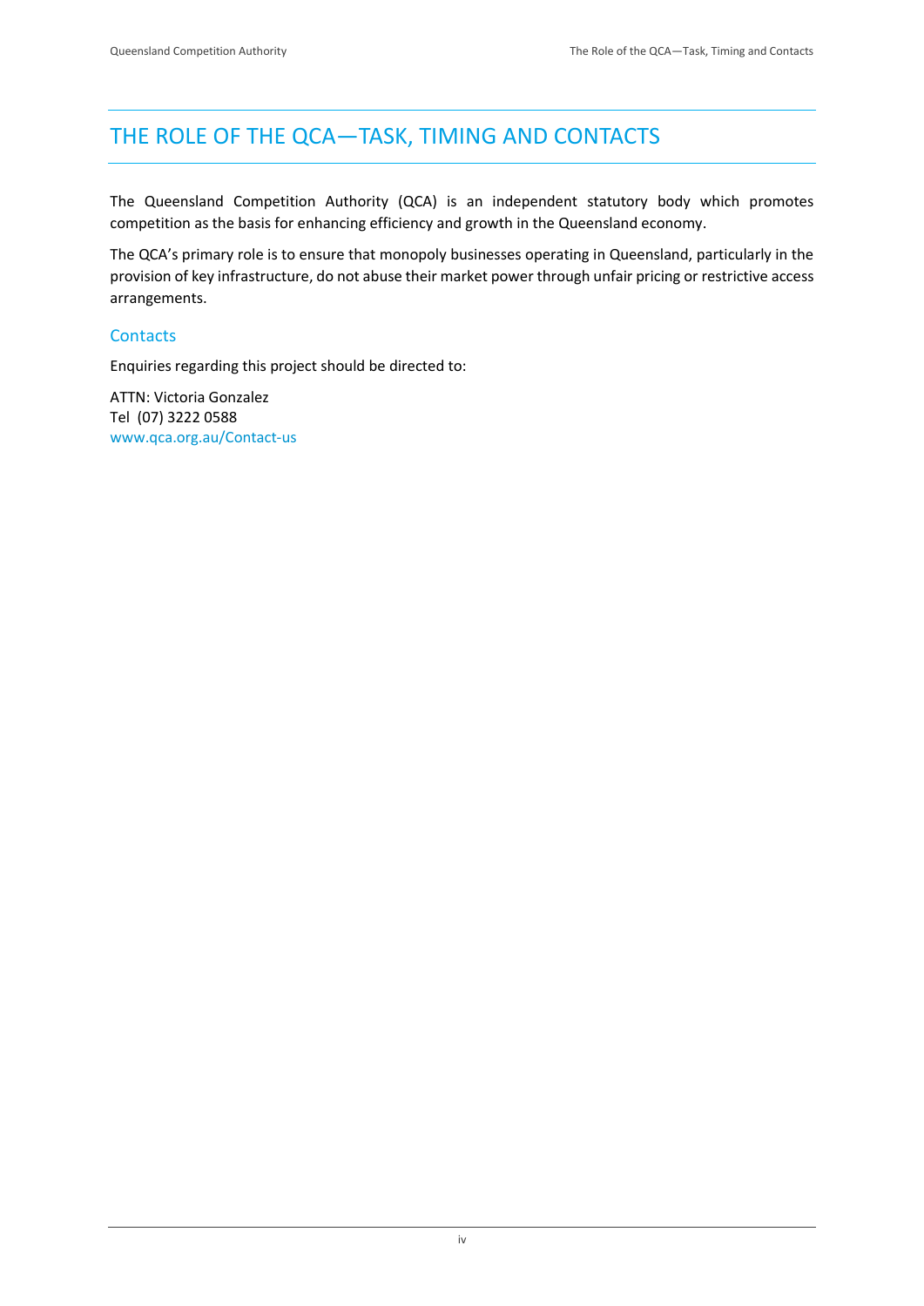# THE ROLE OF THE QCA—TASK, TIMING AND CONTACTS

The Queensland Competition Authority (QCA) is an independent statutory body which promotes competition as the basis for enhancing efficiency and growth in the Queensland economy.

The QCA's primary role is to ensure that monopoly businesses operating in Queensland, particularly in the provision of key infrastructure, do not abuse their market power through unfair pricing or restrictive access arrangements.

## Contacts

Enquiries regarding this project should be directed to:

ATTN: Victoria Gonzalez
Tel (07) 3222 0588
www.qca.org.au/Contact-us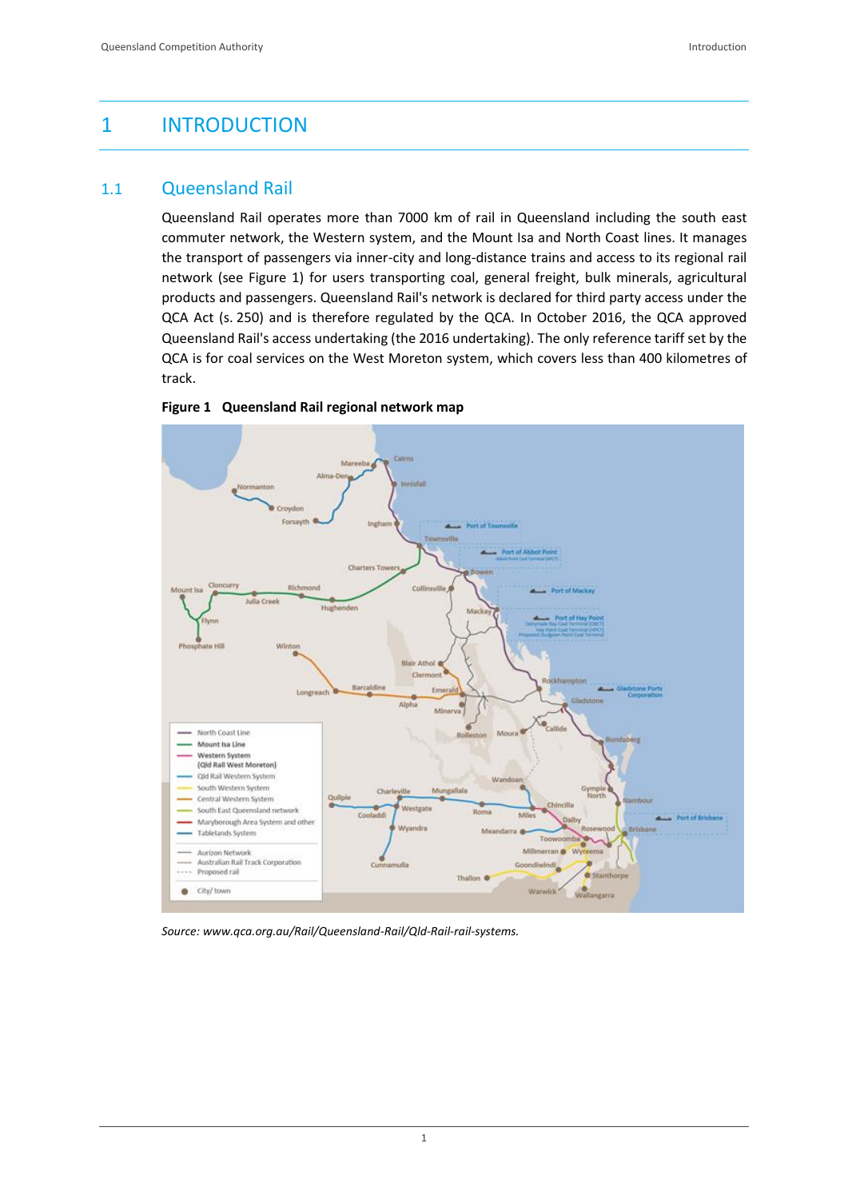# 1 INTRODUCTION

## 1.1 Queensland Rail

Queensland Rail operates more than 7000 km of rail in Queensland including the south east commuter network, the Western system, and the Mount Isa and North Coast lines. It manages the transport of passengers via inner-city and long-distance trains and access to its regional rail network (see Figure 1) for users transporting coal, general freight, bulk minerals, agricultural products and passengers. Queensland Rail's network is declared for third party access under the QCA Act (s. 250) and is therefore regulated by the QCA. In October 2016, the QCA approved Queensland Rail's access undertaking (the 2016 undertaking). The only reference tariff set by the QCA is for coal services on the West Moreton system, which covers less than 400 kilometres of track.

**Figure 1 Queensland Rail regional network map**

*Source: www.qca.org.au/Rail/Queensland-Rail/Qld-Rail-rail-systems.*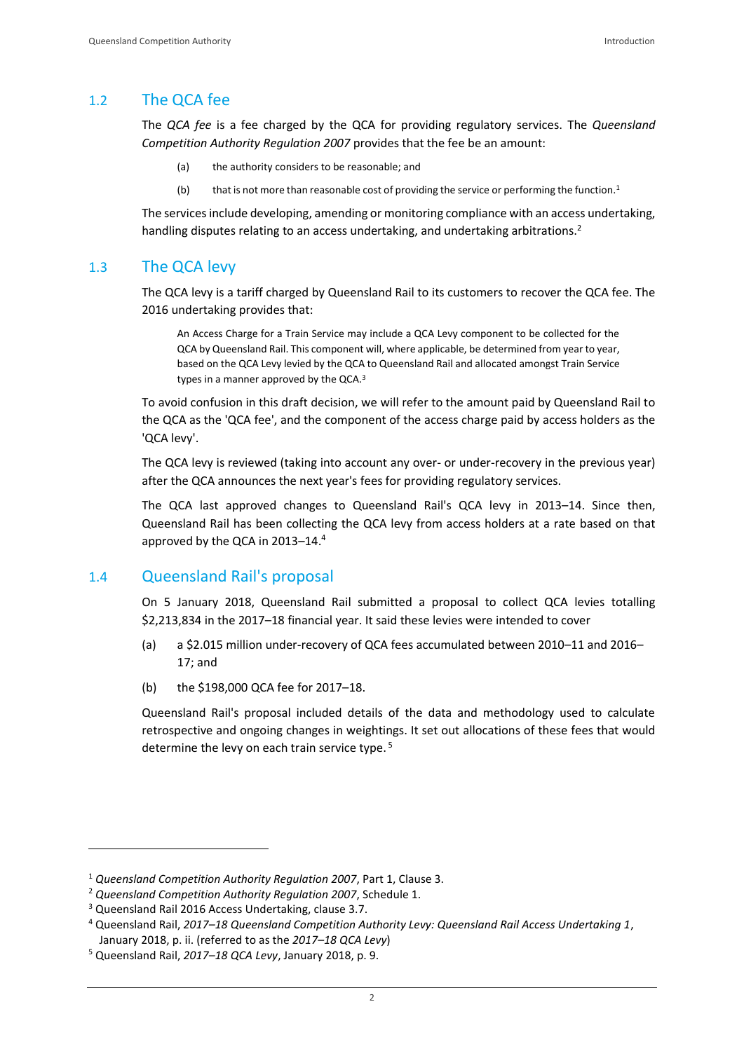## 1.2 The QCA fee

The *QCA fee* is a fee charged by the QCA for providing regulatory services. The *Queensland Competition Authority Regulation 2007* provides that the fee be an amount:

(a) the authority considers to be reasonable; and

(b) that is not more than reasonable cost of providing the service or performing the function.[1]

The services include developing, amending or monitoring compliance with an access undertaking, handling disputes relating to an access undertaking, and undertaking arbitrations.[2]

## 1.3 The QCA levy

The QCA levy is a tariff charged by Queensland Rail to its customers to recover the QCA fee. The 2016 undertaking provides that:

> An Access Charge for a Train Service may include a QCA Levy component to be collected for the QCA by Queensland Rail. This component will, where applicable, be determined from year to year, based on the QCA Levy levied by the QCA to Queensland Rail and allocated amongst Train Service types in a manner approved by the QCA.[3]

To avoid confusion in this draft decision, we will refer to the amount paid by Queensland Rail to the QCA as the 'QCA fee', and the component of the access charge paid by access holders as the 'QCA levy'.

The QCA levy is reviewed (taking into account any over- or under-recovery in the previous year) after the QCA announces the next year's fees for providing regulatory services.

The QCA last approved changes to Queensland Rail's QCA levy in 2013–14. Since then, Queensland Rail has been collecting the QCA levy from access holders at a rate based on that approved by the QCA in 2013–14.[4]

## 1.4 Queensland Rail's proposal

On 5 January 2018, Queensland Rail submitted a proposal to collect QCA levies totalling $2,213,834 in the 2017–18 financial year. It said these levies were intended to cover

(a) a $2.015 million under-recovery of QCA fees accumulated between 2010–11 and 2016–17; and

(b) the $198,000 QCA fee for 2017–18.

Queensland Rail's proposal included details of the data and methodology used to calculate retrospective and ongoing changes in weightings. It set out allocations of these fees that would determine the levy on each train service type.[5]

---

[1] *Queensland Competition Authority Regulation 2007*, Part 1, Clause 3.

[2] *Queensland Competition Authority Regulation 2007*, Schedule 1.

[3] Queensland Rail 2016 Access Undertaking, clause 3.7.

[4] Queensland Rail, *2017–18 Queensland Competition Authority Levy: Queensland Rail Access Undertaking 1*, January 2018, p. ii. (referred to as the *2017–18 QCA Levy*)

[5] Queensland Rail, *2017–18 QCA Levy*, January 2018, p. 9.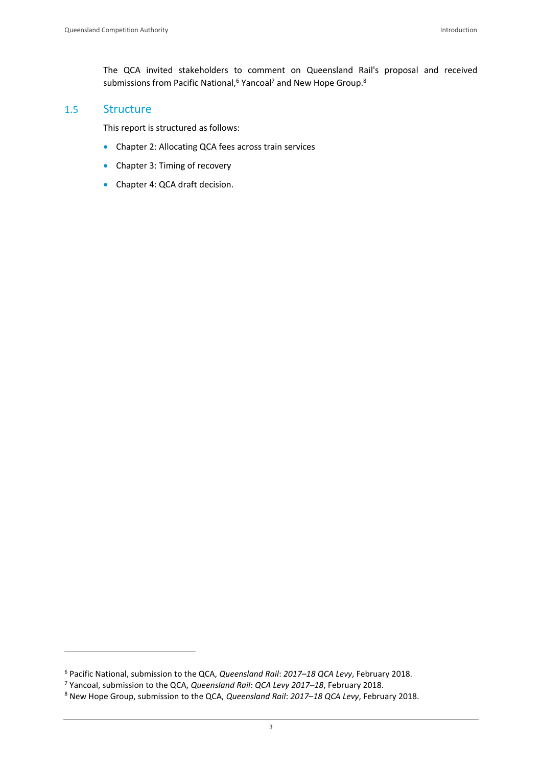The QCA invited stakeholders to comment on Queensland Rail's proposal and received submissions from Pacific National,[6] Yancoal[7] and New Hope Group.[8]

## 1.5 Structure

This report is structured as follows:

- Chapter 2: Allocating QCA fees across train services
- Chapter 3: Timing of recovery
- Chapter 4: QCA draft decision.

[6] Pacific National, submission to the QCA, *Queensland Rail*: *2017–18 QCA Levy*, February 2018.

[7] Yancoal, submission to the QCA, *Queensland Rail*: *QCA Levy 2017–18*, February 2018.

[8] New Hope Group, submission to the QCA, *Queensland Rail*: *2017–18 QCA Levy*, February 2018.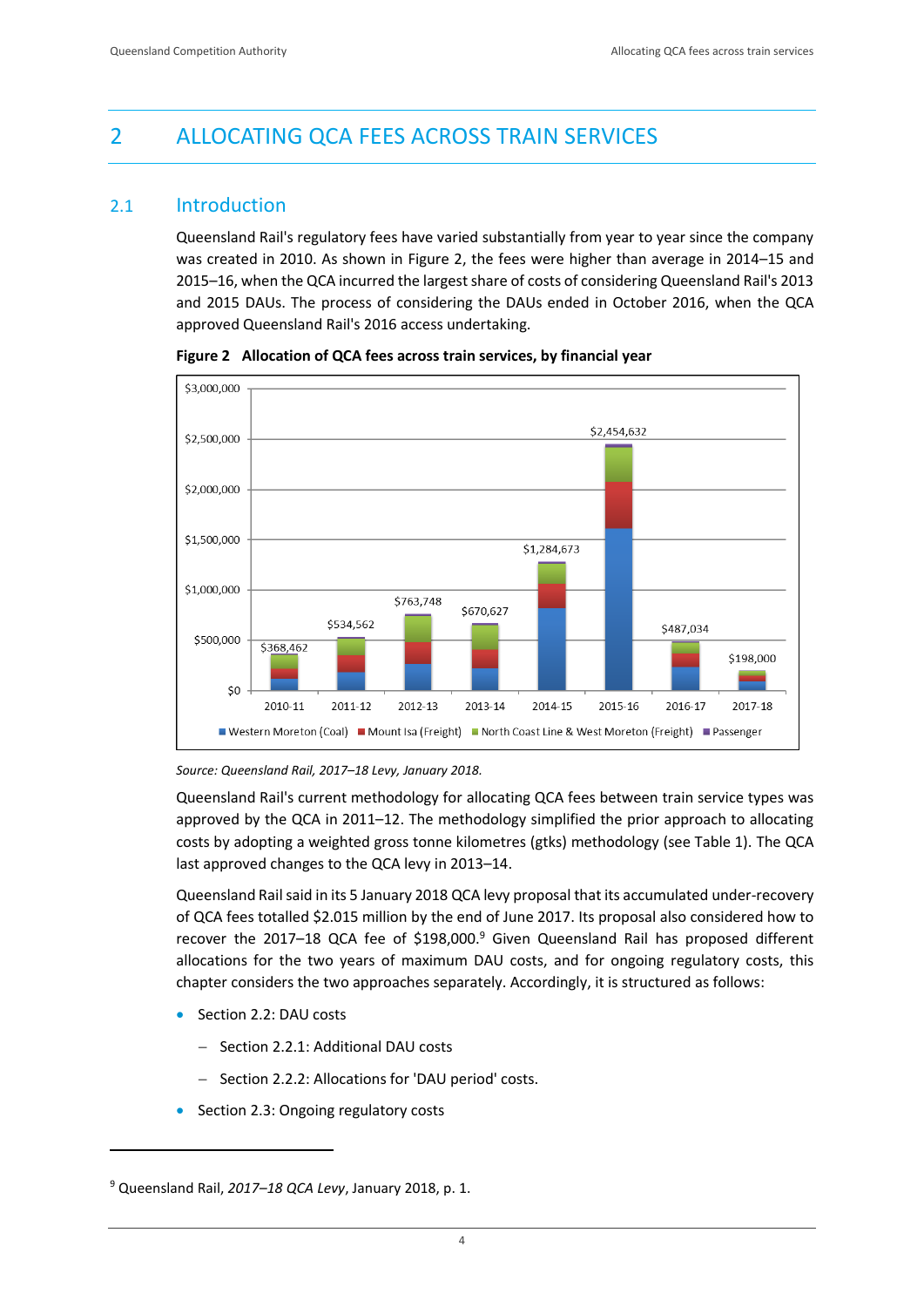# 2 ALLOCATING QCA FEES ACROSS TRAIN SERVICES

## 2.1 Introduction

Queensland Rail's regulatory fees have varied substantially from year to year since the company was created in 2010. As shown in Figure 2, the fees were higher than average in 2014–15 and 2015–16, when the QCA incurred the largest share of costs of considering Queensland Rail's 2013 and 2015 DAUs. The process of considering the DAUs ended in October 2016, when the QCA approved Queensland Rail's 2016 access undertaking.

**Figure 2 Allocation of QCA fees across train services, by financial year**

| Financial year | Total QCA fees |
|---|---|
| 2010-11 | $368,462 |
| 2011-12 | $534,562 |
| 2012-13 | $763,748 |
| 2013-14 | $670,627 |
| 2014-15 | $1,284,673 |
| 2015-16 | $2,454,632 |
| 2016-17 | $487,034 |
| 2017-18 | $198,000 |

Legend: Western Moreton (Coal); Mount Isa (Freight); North Coast Line & West Moreton (Freight); Passenger

*Source: Queensland Rail, 2017–18 Levy, January 2018.*

Queensland Rail's current methodology for allocating QCA fees between train service types was approved by the QCA in 2011–12. The methodology simplified the prior approach to allocating costs by adopting a weighted gross tonne kilometres (gtks) methodology (see Table 1). The QCA last approved changes to the QCA levy in 2013–14.

Queensland Rail said in its 5 January 2018 QCA levy proposal that its accumulated under-recovery of QCA fees totalled $2.015 million by the end of June 2017. Its proposal also considered how to recover the 2017–18 QCA fee of $198,000.[9] Given Queensland Rail has proposed different allocations for the two years of maximum DAU costs, and for ongoing regulatory costs, this chapter considers the two approaches separately. Accordingly, it is structured as follows:

- Section 2.2: DAU costs
  - Section 2.2.1: Additional DAU costs
  - Section 2.2.2: Allocations for 'DAU period' costs.
- Section 2.3: Ongoing regulatory costs

[9] Queensland Rail, *2017–18 QCA Levy*, January 2018, p. 1.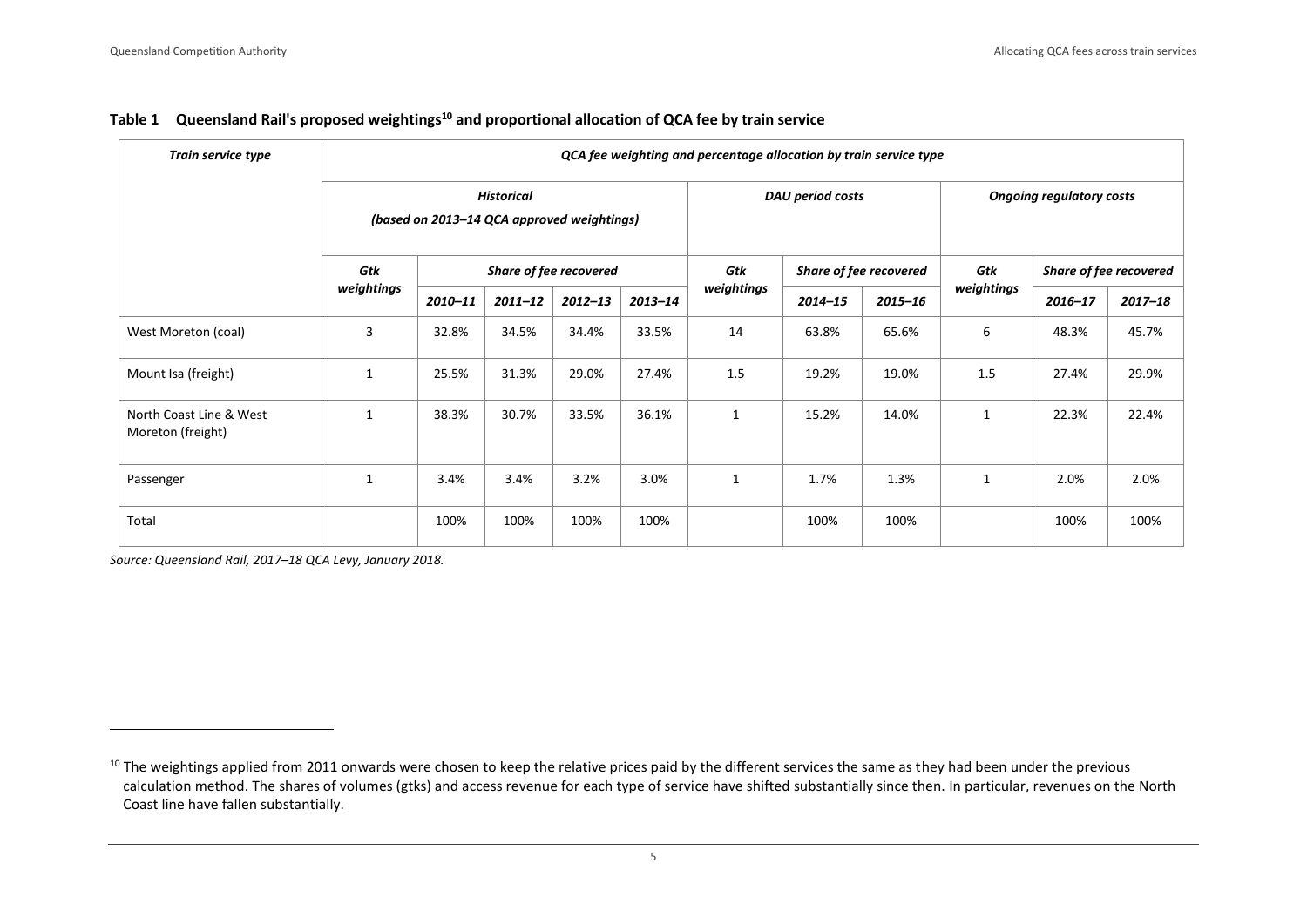**Table 1 Queensland Rail's proposed weightings[10] and proportional allocation of QCA fee by train service**

| *Train service type* | *QCA fee weighting and percentage allocation by train service type* | | | | | | | | | | |
|---|---|---|---|---|---|---|---|---|---|---|---|
| | *Historical (based on 2013–14 QCA approved weightings)* | | | | | *DAU period costs* | | | *Ongoing regulatory costs* | | |
| | *Gtk weightings* | *Share of fee recovered* | | | | *Gtk weightings* | *Share of fee recovered* | | *Gtk weightings* | *Share of fee recovered* | |
| | | *2010–11* | *2011–12* | *2012–13* | *2013–14* | | *2014–15* | *2015–16* | | *2016–17* | *2017–18* |
| West Moreton (coal) | 3 | 32.8% | 34.5% | 34.4% | 33.5% | 14 | 63.8% | 65.6% | 6 | 48.3% | 45.7% |
| Mount Isa (freight) | 1 | 25.5% | 31.3% | 29.0% | 27.4% | 1.5 | 19.2% | 19.0% | 1.5 | 27.4% | 29.9% |
| North Coast Line & West Moreton (freight) | 1 | 38.3% | 30.7% | 33.5% | 36.1% | 1 | 15.2% | 14.0% | 1 | 22.3% | 22.4% |
| Passenger | 1 | 3.4% | 3.4% | 3.2% | 3.0% | 1 | 1.7% | 1.3% | 1 | 2.0% | 2.0% |
| Total | | 100% | 100% | 100% | 100% | | 100% | 100% | | 100% | 100% |

*Source: Queensland Rail, 2017–18 QCA Levy, January 2018.*

[10] The weightings applied from 2011 onwards were chosen to keep the relative prices paid by the different services the same as they had been under the previous calculation method. The shares of volumes (gtks) and access revenue for each type of service have shifted substantially since then. In particular, revenues on the North Coast line have fallen substantially.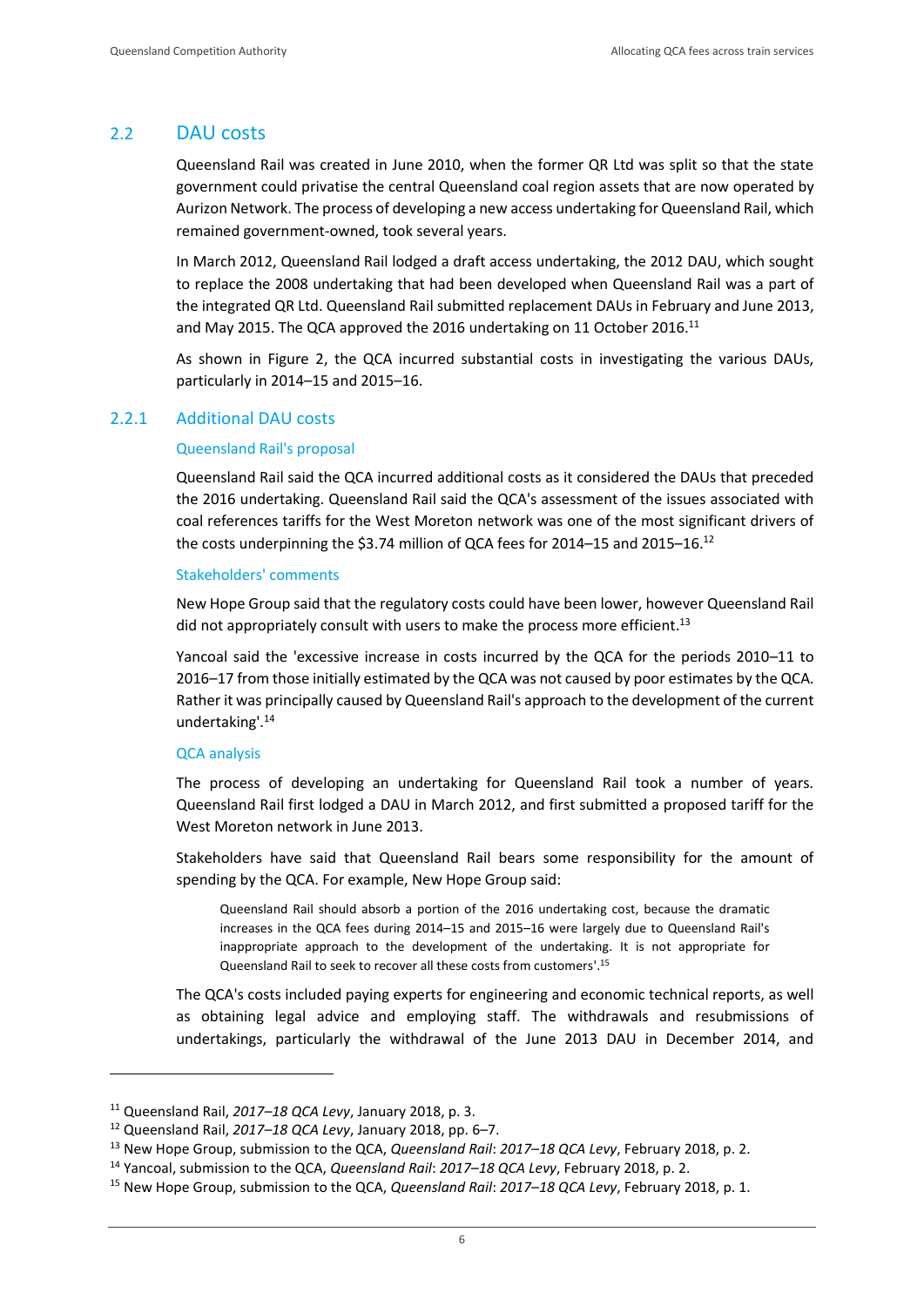## 2.2 DAU costs

Queensland Rail was created in June 2010, when the former QR Ltd was split so that the state government could privatise the central Queensland coal region assets that are now operated by Aurizon Network. The process of developing a new access undertaking for Queensland Rail, which remained government-owned, took several years.

In March 2012, Queensland Rail lodged a draft access undertaking, the 2012 DAU, which sought to replace the 2008 undertaking that had been developed when Queensland Rail was a part of the integrated QR Ltd. Queensland Rail submitted replacement DAUs in February and June 2013, and May 2015. The QCA approved the 2016 undertaking on 11 October 2016.[11]

As shown in Figure 2, the QCA incurred substantial costs in investigating the various DAUs, particularly in 2014–15 and 2015–16.

### 2.2.1 Additional DAU costs

#### Queensland Rail's proposal

Queensland Rail said the QCA incurred additional costs as it considered the DAUs that preceded the 2016 undertaking. Queensland Rail said the QCA's assessment of the issues associated with coal references tariffs for the West Moreton network was one of the most significant drivers of the costs underpinning the $3.74 million of QCA fees for 2014–15 and 2015–16.[12]

#### Stakeholders' comments

New Hope Group said that the regulatory costs could have been lower, however Queensland Rail did not appropriately consult with users to make the process more efficient.[13]

Yancoal said the 'excessive increase in costs incurred by the QCA for the periods 2010–11 to 2016–17 from those initially estimated by the QCA was not caused by poor estimates by the QCA. Rather it was principally caused by Queensland Rail's approach to the development of the current undertaking'.[14]

#### QCA analysis

The process of developing an undertaking for Queensland Rail took a number of years. Queensland Rail first lodged a DAU in March 2012, and first submitted a proposed tariff for the West Moreton network in June 2013.

Stakeholders have said that Queensland Rail bears some responsibility for the amount of spending by the QCA. For example, New Hope Group said:

> Queensland Rail should absorb a portion of the 2016 undertaking cost, because the dramatic increases in the QCA fees during 2014–15 and 2015–16 were largely due to Queensland Rail's inappropriate approach to the development of the undertaking. It is not appropriate for Queensland Rail to seek to recover all these costs from customers'.[15]

The QCA's costs included paying experts for engineering and economic technical reports, as well as obtaining legal advice and employing staff. The withdrawals and resubmissions of undertakings, particularly the withdrawal of the June 2013 DAU in December 2014, and

---

[11] Queensland Rail, *2017–18 QCA Levy*, January 2018, p. 3.

[12] Queensland Rail, *2017–18 QCA Levy*, January 2018, pp. 6–7.

[13] New Hope Group, submission to the QCA, *Queensland Rail*: *2017–18 QCA Levy*, February 2018, p. 2.

[14] Yancoal, submission to the QCA, *Queensland Rail*: *2017–18 QCA Levy*, February 2018, p. 2.

[15] New Hope Group, submission to the QCA, *Queensland Rail*: *2017–18 QCA Levy*, February 2018, p. 1.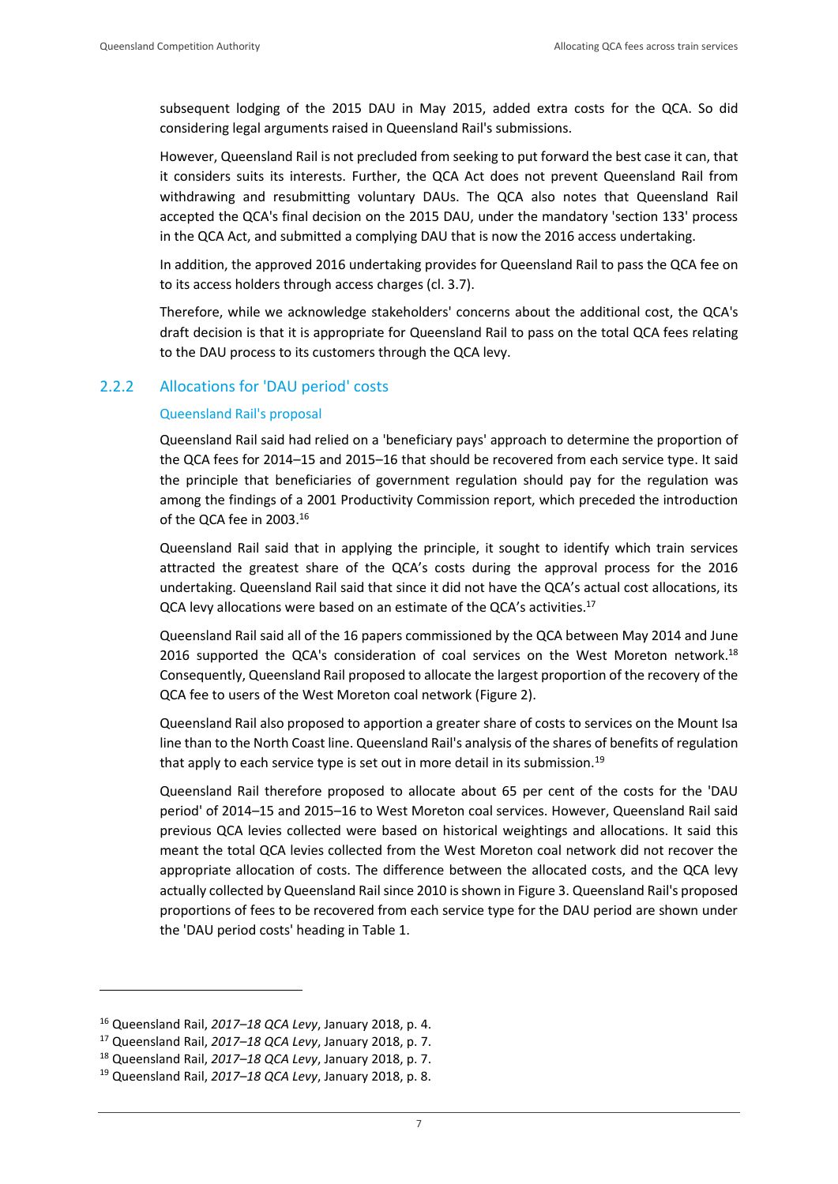subsequent lodging of the 2015 DAU in May 2015, added extra costs for the QCA. So did considering legal arguments raised in Queensland Rail's submissions.

However, Queensland Rail is not precluded from seeking to put forward the best case it can, that it considers suits its interests. Further, the QCA Act does not prevent Queensland Rail from withdrawing and resubmitting voluntary DAUs. The QCA also notes that Queensland Rail accepted the QCA's final decision on the 2015 DAU, under the mandatory 'section 133' process in the QCA Act, and submitted a complying DAU that is now the 2016 access undertaking.

In addition, the approved 2016 undertaking provides for Queensland Rail to pass the QCA fee on to its access holders through access charges (cl. 3.7).

Therefore, while we acknowledge stakeholders' concerns about the additional cost, the QCA's draft decision is that it is appropriate for Queensland Rail to pass on the total QCA fees relating to the DAU process to its customers through the QCA levy.

### 2.2.2 Allocations for 'DAU period' costs

#### Queensland Rail's proposal

Queensland Rail said had relied on a 'beneficiary pays' approach to determine the proportion of the QCA fees for 2014–15 and 2015–16 that should be recovered from each service type. It said the principle that beneficiaries of government regulation should pay for the regulation was among the findings of a 2001 Productivity Commission report, which preceded the introduction of the QCA fee in 2003.[16]

Queensland Rail said that in applying the principle, it sought to identify which train services attracted the greatest share of the QCA's costs during the approval process for the 2016 undertaking. Queensland Rail said that since it did not have the QCA's actual cost allocations, its QCA levy allocations were based on an estimate of the QCA's activities.[17]

Queensland Rail said all of the 16 papers commissioned by the QCA between May 2014 and June 2016 supported the QCA's consideration of coal services on the West Moreton network.[18] Consequently, Queensland Rail proposed to allocate the largest proportion of the recovery of the QCA fee to users of the West Moreton coal network (Figure 2).

Queensland Rail also proposed to apportion a greater share of costs to services on the Mount Isa line than to the North Coast line. Queensland Rail's analysis of the shares of benefits of regulation that apply to each service type is set out in more detail in its submission.[19]

Queensland Rail therefore proposed to allocate about 65 per cent of the costs for the 'DAU period' of 2014–15 and 2015–16 to West Moreton coal services. However, Queensland Rail said previous QCA levies collected were based on historical weightings and allocations. It said this meant the total QCA levies collected from the West Moreton coal network did not recover the appropriate allocation of costs. The difference between the allocated costs, and the QCA levy actually collected by Queensland Rail since 2010 is shown in Figure 3. Queensland Rail's proposed proportions of fees to be recovered from each service type for the DAU period are shown under the 'DAU period costs' heading in Table 1.

---

[16] Queensland Rail, *2017–18 QCA Levy*, January 2018, p. 4.

[17] Queensland Rail, *2017–18 QCA Levy*, January 2018, p. 7.

[18] Queensland Rail, *2017–18 QCA Levy*, January 2018, p. 7.

[19] Queensland Rail, *2017–18 QCA Levy*, January 2018, p. 8.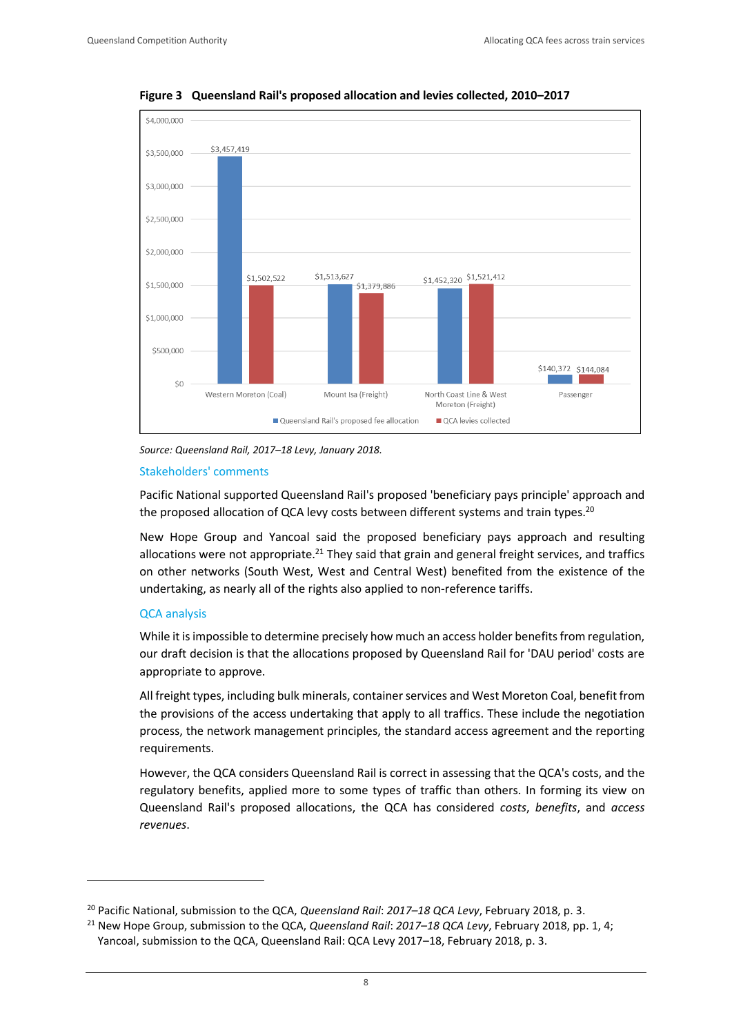**Figure 3 Queensland Rail's proposed allocation and levies collected, 2010–2017**

| | Queensland Rail's proposed fee allocation | QCA levies collected |
|---|---|---|
| Western Moreton (Coal) | $3,457,419 | $1,502,522 |
| Mount Isa (Freight) | $1,513,627 | $1,379,886 |
| North Coast Line & West Moreton (Freight) | $1,452,320 | $1,521,412 |
| Passenger | $140,372 | $144,084 |

*Source: Queensland Rail, 2017–18 Levy, January 2018.*

### Stakeholders' comments

Pacific National supported Queensland Rail's proposed 'beneficiary pays principle' approach and the proposed allocation of QCA levy costs between different systems and train types.[20]

New Hope Group and Yancoal said the proposed beneficiary pays approach and resulting allocations were not appropriate.[21] They said that grain and general freight services, and traffics on other networks (South West, West and Central West) benefited from the existence of the undertaking, as nearly all of the rights also applied to non-reference tariffs.

### QCA analysis

While it is impossible to determine precisely how much an access holder benefits from regulation, our draft decision is that the allocations proposed by Queensland Rail for 'DAU period' costs are appropriate to approve.

All freight types, including bulk minerals, container services and West Moreton Coal, benefit from the provisions of the access undertaking that apply to all traffics. These include the negotiation process, the network management principles, the standard access agreement and the reporting requirements.

However, the QCA considers Queensland Rail is correct in assessing that the QCA's costs, and the regulatory benefits, applied more to some types of traffic than others. In forming its view on Queensland Rail's proposed allocations, the QCA has considered *costs*, *benefits*, and *access revenues*.

---

[20] Pacific National, submission to the QCA, *Queensland Rail*: *2017–18 QCA Levy*, February 2018, p. 3.

[21] New Hope Group, submission to the QCA, *Queensland Rail*: *2017–18 QCA Levy*, February 2018, pp. 1, 4; Yancoal, submission to the QCA, Queensland Rail: QCA Levy 2017–18, February 2018, p. 3.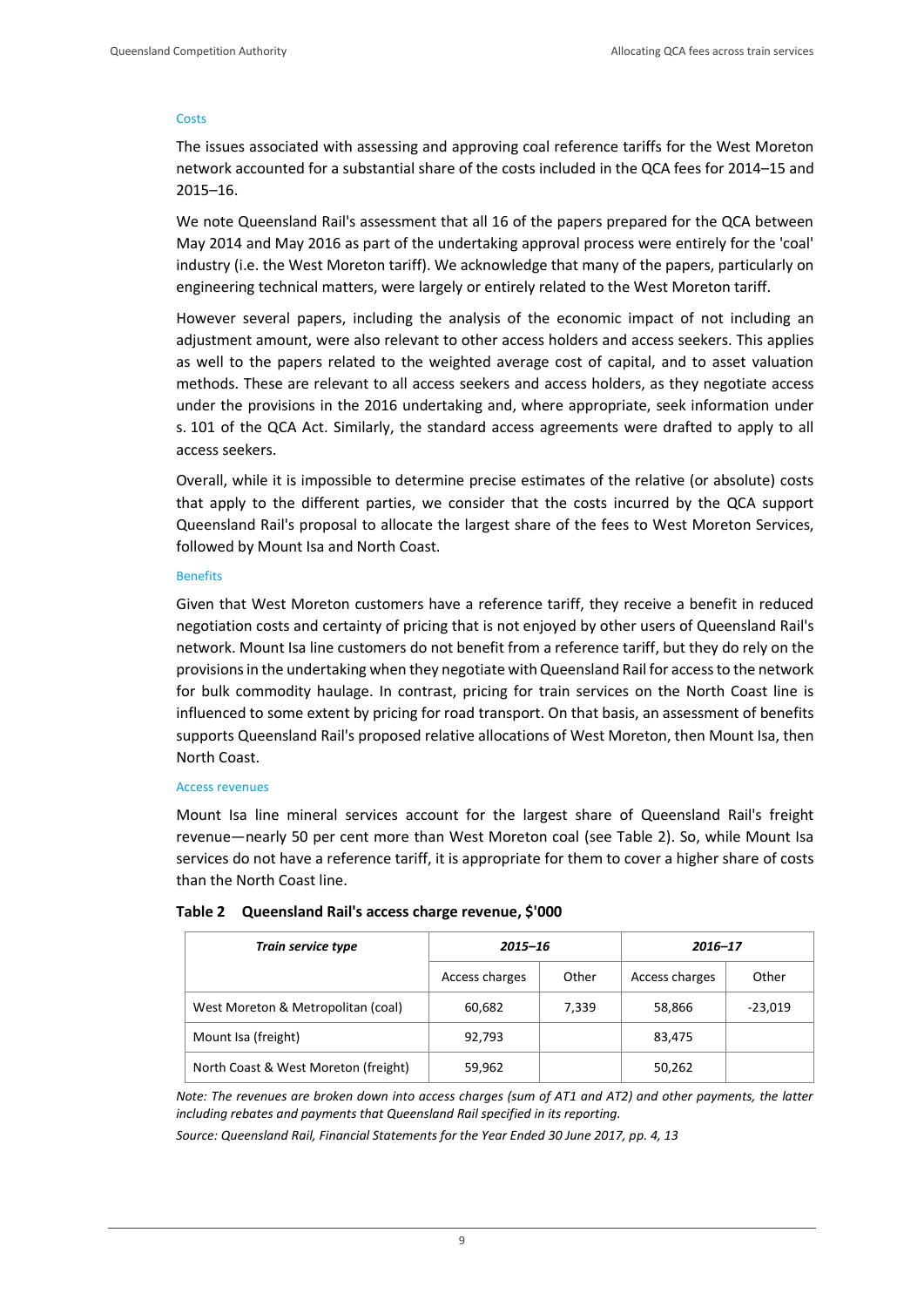#### Costs

The issues associated with assessing and approving coal reference tariffs for the West Moreton network accounted for a substantial share of the costs included in the QCA fees for 2014–15 and 2015–16.

We note Queensland Rail's assessment that all 16 of the papers prepared for the QCA between May 2014 and May 2016 as part of the undertaking approval process were entirely for the 'coal' industry (i.e. the West Moreton tariff). We acknowledge that many of the papers, particularly on engineering technical matters, were largely or entirely related to the West Moreton tariff.

However several papers, including the analysis of the economic impact of not including an adjustment amount, were also relevant to other access holders and access seekers. This applies as well to the papers related to the weighted average cost of capital, and to asset valuation methods. These are relevant to all access seekers and access holders, as they negotiate access under the provisions in the 2016 undertaking and, where appropriate, seek information under s. 101 of the QCA Act. Similarly, the standard access agreements were drafted to apply to all access seekers.

Overall, while it is impossible to determine precise estimates of the relative (or absolute) costs that apply to the different parties, we consider that the costs incurred by the QCA support Queensland Rail's proposal to allocate the largest share of the fees to West Moreton Services, followed by Mount Isa and North Coast.

#### Benefits

Given that West Moreton customers have a reference tariff, they receive a benefit in reduced negotiation costs and certainty of pricing that is not enjoyed by other users of Queensland Rail's network. Mount Isa line customers do not benefit from a reference tariff, but they do rely on the provisions in the undertaking when they negotiate with Queensland Rail for access to the network for bulk commodity haulage. In contrast, pricing for train services on the North Coast line is influenced to some extent by pricing for road transport. On that basis, an assessment of benefits supports Queensland Rail's proposed relative allocations of West Moreton, then Mount Isa, then North Coast.

#### Access revenues

Mount Isa line mineral services account for the largest share of Queensland Rail's freight revenue—nearly 50 per cent more than West Moreton coal (see Table 2). So, while Mount Isa services do not have a reference tariff, it is appropriate for them to cover a higher share of costs than the North Coast line.

**Table 2 Queensland Rail's access charge revenue, $'000**

| *Train service type* | *2015–16* | | *2016–17* | |
|---|---|---|---|---|
| | Access charges | Other | Access charges | Other |
| West Moreton & Metropolitan (coal) | 60,682 | 7,339 | 58,866 | -23,019 |
| Mount Isa (freight) | 92,793 | | 83,475 | |
| North Coast & West Moreton (freight) | 59,962 | | 50,262 | |

*Note: The revenues are broken down into access charges (sum of AT1 and AT2) and other payments, the latter including rebates and payments that Queensland Rail specified in its reporting.*

*Source: Queensland Rail, Financial Statements for the Year Ended 30 June 2017, pp. 4, 13*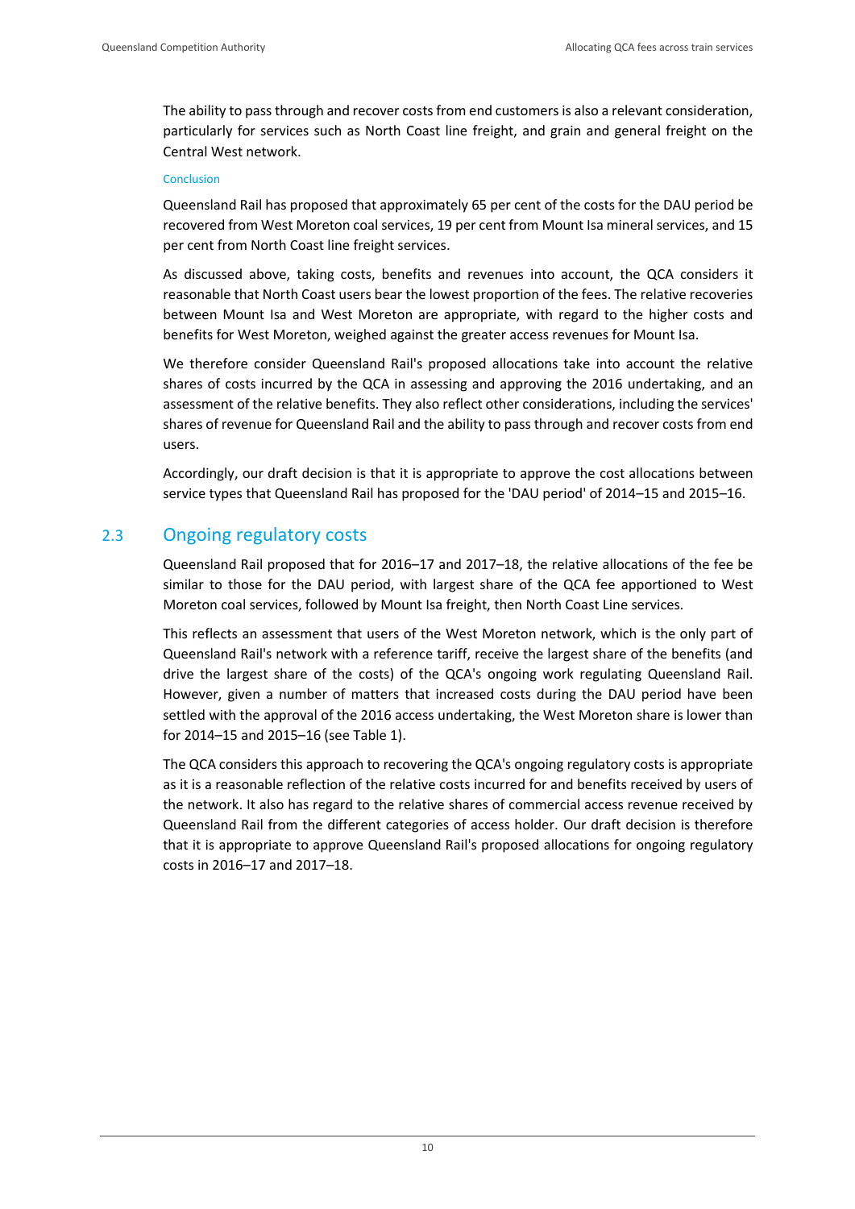The ability to pass through and recover costs from end customers is also a relevant consideration, particularly for services such as North Coast line freight, and grain and general freight on the Central West network.

#### Conclusion

Queensland Rail has proposed that approximately 65 per cent of the costs for the DAU period be recovered from West Moreton coal services, 19 per cent from Mount Isa mineral services, and 15 per cent from North Coast line freight services.

As discussed above, taking costs, benefits and revenues into account, the QCA considers it reasonable that North Coast users bear the lowest proportion of the fees. The relative recoveries between Mount Isa and West Moreton are appropriate, with regard to the higher costs and benefits for West Moreton, weighed against the greater access revenues for Mount Isa.

We therefore consider Queensland Rail's proposed allocations take into account the relative shares of costs incurred by the QCA in assessing and approving the 2016 undertaking, and an assessment of the relative benefits. They also reflect other considerations, including the services' shares of revenue for Queensland Rail and the ability to pass through and recover costs from end users.

Accordingly, our draft decision is that it is appropriate to approve the cost allocations between service types that Queensland Rail has proposed for the 'DAU period' of 2014–15 and 2015–16.

## 2.3 Ongoing regulatory costs

Queensland Rail proposed that for 2016–17 and 2017–18, the relative allocations of the fee be similar to those for the DAU period, with largest share of the QCA fee apportioned to West Moreton coal services, followed by Mount Isa freight, then North Coast Line services.

This reflects an assessment that users of the West Moreton network, which is the only part of Queensland Rail's network with a reference tariff, receive the largest share of the benefits (and drive the largest share of the costs) of the QCA's ongoing work regulating Queensland Rail. However, given a number of matters that increased costs during the DAU period have been settled with the approval of the 2016 access undertaking, the West Moreton share is lower than for 2014–15 and 2015–16 (see Table 1).

The QCA considers this approach to recovering the QCA's ongoing regulatory costs is appropriate as it is a reasonable reflection of the relative costs incurred for and benefits received by users of the network. It also has regard to the relative shares of commercial access revenue received by Queensland Rail from the different categories of access holder. Our draft decision is therefore that it is appropriate to approve Queensland Rail's proposed allocations for ongoing regulatory costs in 2016–17 and 2017–18.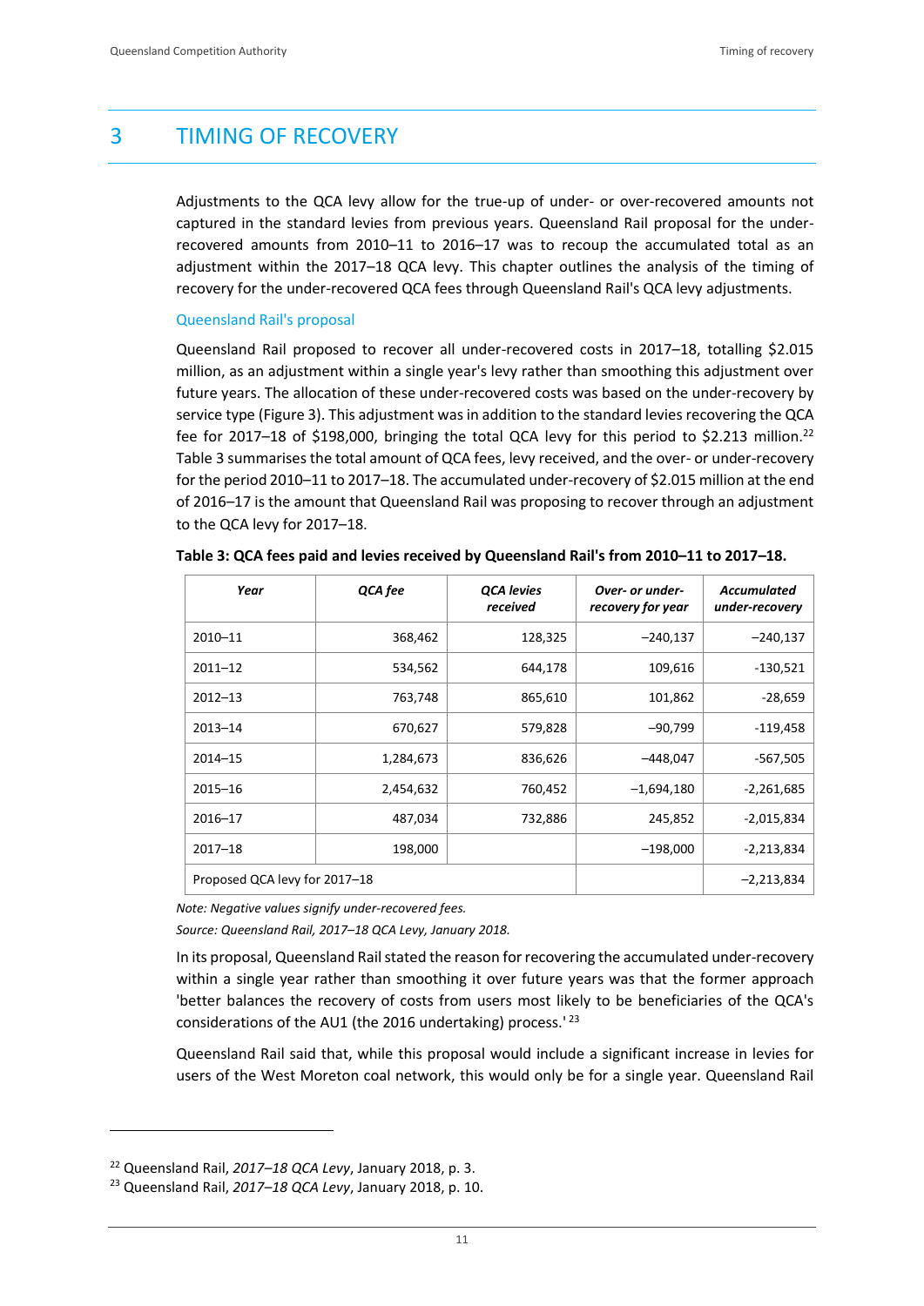# 3 TIMING OF RECOVERY

Adjustments to the QCA levy allow for the true-up of under- or over-recovered amounts not captured in the standard levies from previous years. Queensland Rail proposal for the under-recovered amounts from 2010–11 to 2016–17 was to recoup the accumulated total as an adjustment within the 2017–18 QCA levy. This chapter outlines the analysis of the timing of recovery for the under-recovered QCA fees through Queensland Rail's QCA levy adjustments.

## Queensland Rail's proposal

Queensland Rail proposed to recover all under-recovered costs in 2017–18, totalling $2.015 million, as an adjustment within a single year's levy rather than smoothing this adjustment over future years. The allocation of these under-recovered costs was based on the under-recovery by service type (Figure 3). This adjustment was in addition to the standard levies recovering the QCA fee for 2017–18 of $198,000, bringing the total QCA levy for this period to $2.213 million.[22] Table 3 summarises the total amount of QCA fees, levy received, and the over- or under-recovery for the period 2010–11 to 2017–18. The accumulated under-recovery of $2.015 million at the end of 2016–17 is the amount that Queensland Rail was proposing to recover through an adjustment to the QCA levy for 2017–18.

**Table 3: QCA fees paid and levies received by Queensland Rail's from 2010–11 to 2017–18.**

| *Year* | *QCA fee* | *QCA levies received* | *Over- or under-recovery for year* | *Accumulated under-recovery* |
|---|---|---|---|---|
| 2010–11 | 368,462 | 128,325 | –240,137 | –240,137 |
| 2011–12 | 534,562 | 644,178 | 109,616 | -130,521 |
| 2012–13 | 763,748 | 865,610 | 101,862 | -28,659 |
| 2013–14 | 670,627 | 579,828 | –90,799 | -119,458 |
| 2014–15 | 1,284,673 | 836,626 | –448,047 | -567,505 |
| 2015–16 | 2,454,632 | 760,452 | –1,694,180 | -2,261,685 |
| 2016–17 | 487,034 | 732,886 | 245,852 | -2,015,834 |
| 2017–18 | 198,000 | | –198,000 | -2,213,834 |
| Proposed QCA levy for 2017–18 | | | | –2,213,834 |

*Note: Negative values signify under-recovered fees.*

*Source: Queensland Rail, 2017–18 QCA Levy, January 2018.*

In its proposal, Queensland Rail stated the reason for recovering the accumulated under-recovery within a single year rather than smoothing it over future years was that the former approach 'better balances the recovery of costs from users most likely to be beneficiaries of the QCA's considerations of the AU1 (the 2016 undertaking) process.' [23]

Queensland Rail said that, while this proposal would include a significant increase in levies for users of the West Moreton coal network, this would only be for a single year. Queensland Rail

---

[22] Queensland Rail, *2017–18 QCA Levy*, January 2018, p. 3.

[23] Queensland Rail, *2017–18 QCA Levy*, January 2018, p. 10.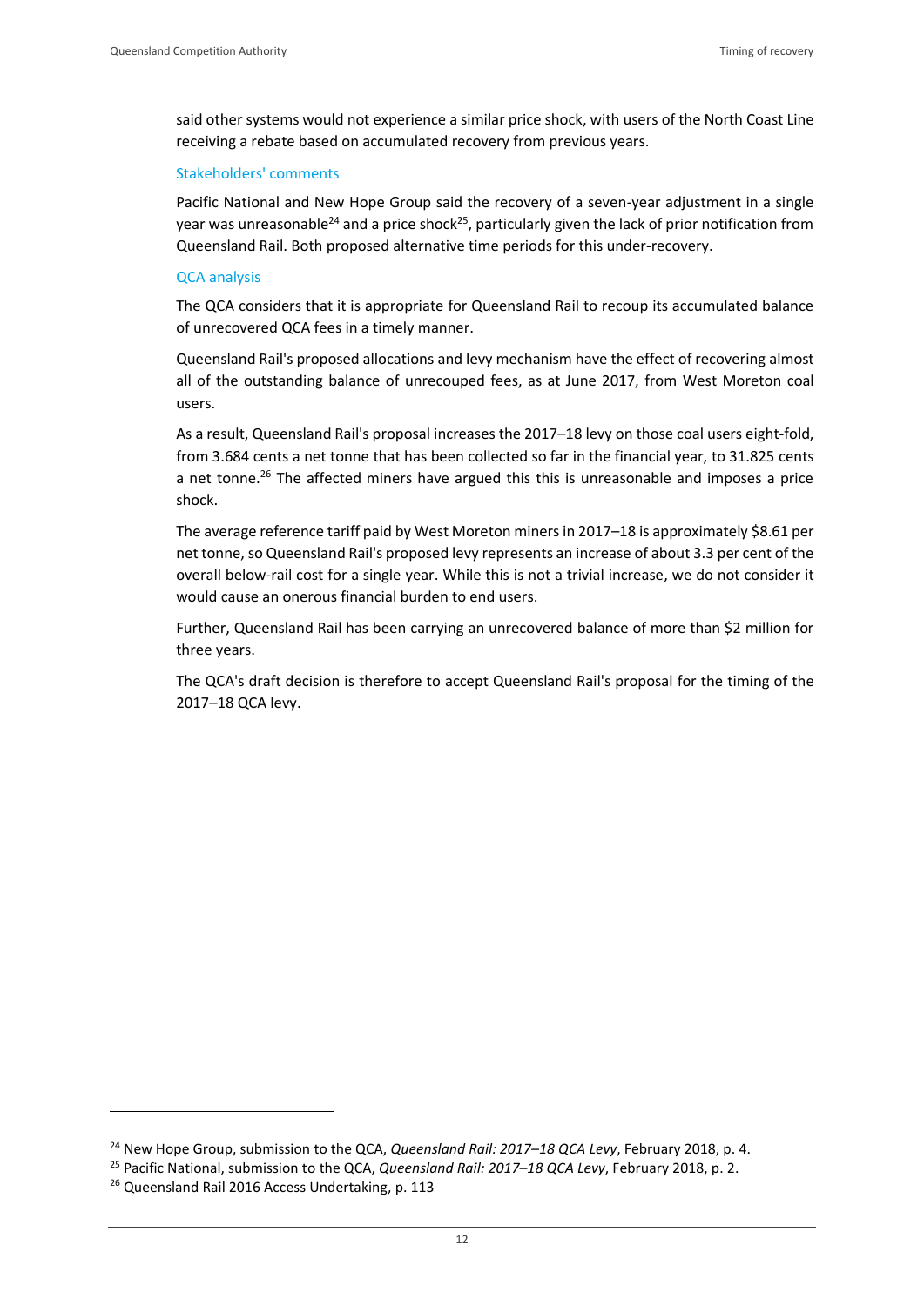said other systems would not experience a similar price shock, with users of the North Coast Line receiving a rebate based on accumulated recovery from previous years.

### Stakeholders' comments

Pacific National and New Hope Group said the recovery of a seven-year adjustment in a single year was unreasonable[24] and a price shock[25], particularly given the lack of prior notification from Queensland Rail. Both proposed alternative time periods for this under-recovery.

### QCA analysis

The QCA considers that it is appropriate for Queensland Rail to recoup its accumulated balance of unrecovered QCA fees in a timely manner.

Queensland Rail's proposed allocations and levy mechanism have the effect of recovering almost all of the outstanding balance of unrecouped fees, as at June 2017, from West Moreton coal users.

As a result, Queensland Rail's proposal increases the 2017–18 levy on those coal users eight-fold, from 3.684 cents a net tonne that has been collected so far in the financial year, to 31.825 cents a net tonne.[26] The affected miners have argued this this is unreasonable and imposes a price shock.

The average reference tariff paid by West Moreton miners in 2017–18 is approximately $8.61 per net tonne, so Queensland Rail's proposed levy represents an increase of about 3.3 per cent of the overall below-rail cost for a single year. While this is not a trivial increase, we do not consider it would cause an onerous financial burden to end users.

Further, Queensland Rail has been carrying an unrecovered balance of more than $2 million for three years.

The QCA's draft decision is therefore to accept Queensland Rail's proposal for the timing of the 2017–18 QCA levy.

---

[24] New Hope Group, submission to the QCA, *Queensland Rail: 2017–18 QCA Levy*, February 2018, p. 4.

[25] Pacific National, submission to the QCA, *Queensland Rail: 2017–18 QCA Levy*, February 2018, p. 2.

[26] Queensland Rail 2016 Access Undertaking, p. 113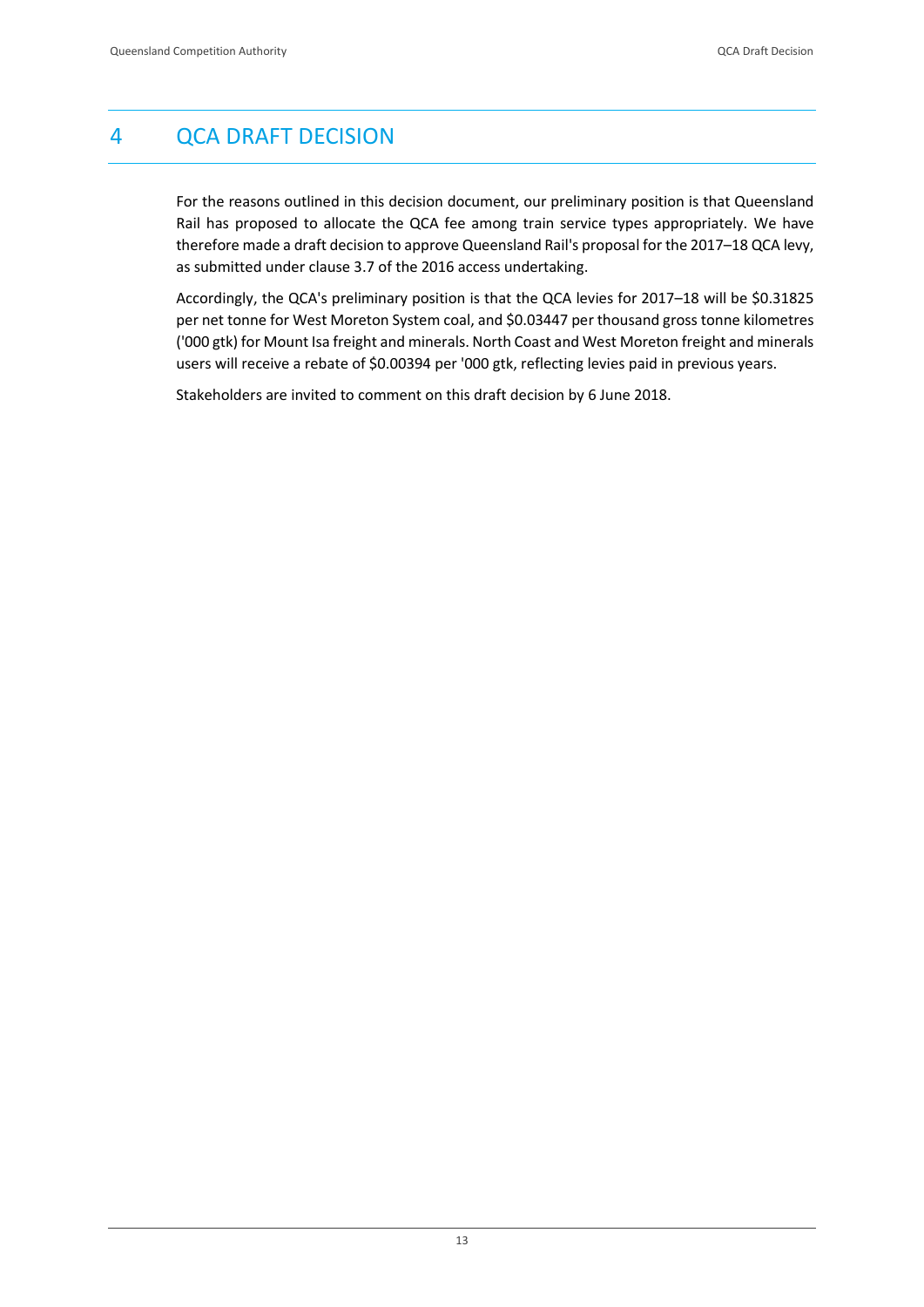# 4 QCA DRAFT DECISION

For the reasons outlined in this decision document, our preliminary position is that Queensland Rail has proposed to allocate the QCA fee among train service types appropriately. We have therefore made a draft decision to approve Queensland Rail's proposal for the 2017–18 QCA levy, as submitted under clause 3.7 of the 2016 access undertaking.

Accordingly, the QCA's preliminary position is that the QCA levies for 2017–18 will be $0.31825 per net tonne for West Moreton System coal, and $0.03447 per thousand gross tonne kilometres ('000 gtk) for Mount Isa freight and minerals. North Coast and West Moreton freight and minerals users will receive a rebate of $0.00394 per '000 gtk, reflecting levies paid in previous years.

Stakeholders are invited to comment on this draft decision by 6 June 2018.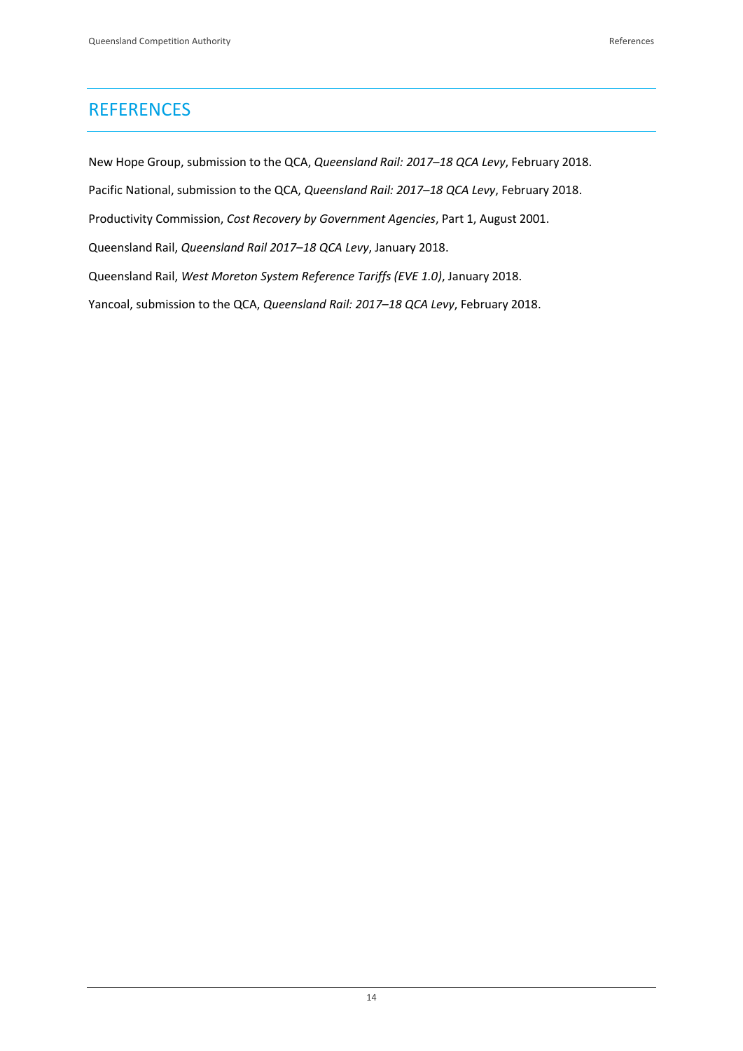# REFERENCES

New Hope Group, submission to the QCA, *Queensland Rail: 2017–18 QCA Levy*, February 2018.

Pacific National, submission to the QCA, *Queensland Rail: 2017–18 QCA Levy*, February 2018.

Productivity Commission, *Cost Recovery by Government Agencies*, Part 1, August 2001.

Queensland Rail, *Queensland Rail 2017–18 QCA Levy*, January 2018.

Queensland Rail, *West Moreton System Reference Tariffs (EVE 1.0)*, January 2018.

Yancoal, submission to the QCA, *Queensland Rail: 2017–18 QCA Levy*, February 2018.